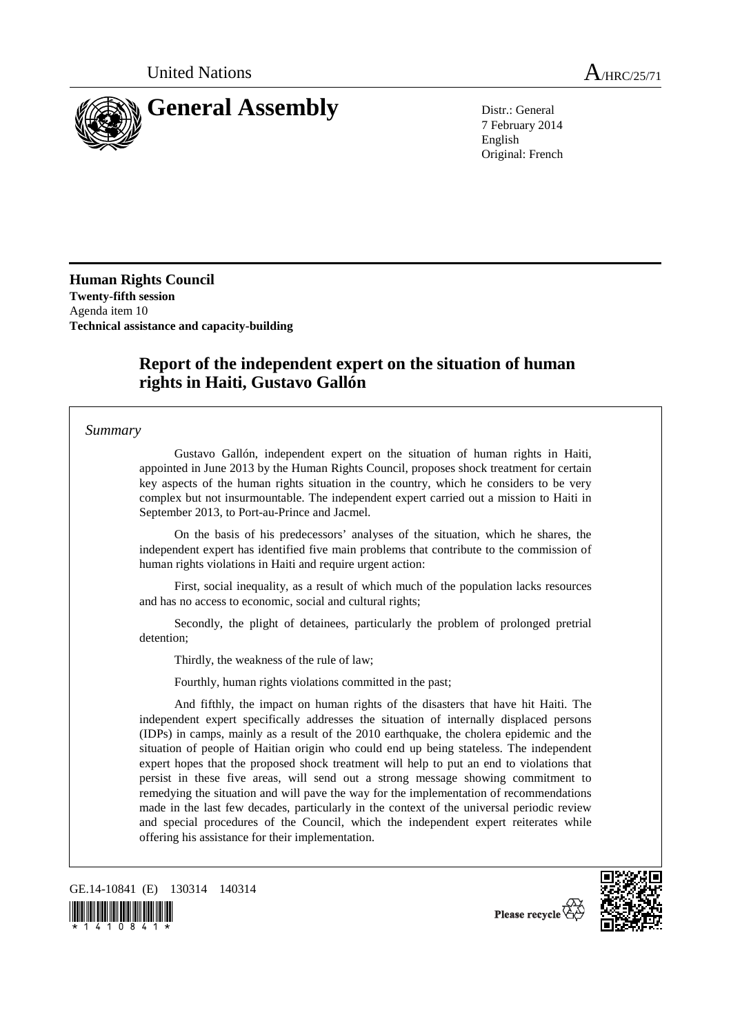United Nations A/HRC/25/71

# General Assembly

Distr.: General
7 February 2014
English
Original: French

**Human Rights Council**
**Twenty-fifth session**
Agenda item 10
**Technical assistance and capacity-building**

## Report of the independent expert on the situation of human rights in Haiti, Gustavo Gallón

*Summary*

Gustavo Gallón, independent expert on the situation of human rights in Haiti, appointed in June 2013 by the Human Rights Council, proposes shock treatment for certain key aspects of the human rights situation in the country, which he considers to be very complex but not insurmountable. The independent expert carried out a mission to Haiti in September 2013, to Port-au-Prince and Jacmel.

On the basis of his predecessors' analyses of the situation, which he shares, the independent expert has identified five main problems that contribute to the commission of human rights violations in Haiti and require urgent action:

First, social inequality, as a result of which much of the population lacks resources and has no access to economic, social and cultural rights;

Secondly, the plight of detainees, particularly the problem of prolonged pretrial detention;

Thirdly, the weakness of the rule of law;

Fourthly, human rights violations committed in the past;

And fifthly, the impact on human rights of the disasters that have hit Haiti. The independent expert specifically addresses the situation of internally displaced persons (IDPs) in camps, mainly as a result of the 2010 earthquake, the cholera epidemic and the situation of people of Haitian origin who could end up being stateless. The independent expert hopes that the proposed shock treatment will help to put an end to violations that persist in these five areas, will send out a strong message showing commitment to remedying the situation and will pave the way for the implementation of recommendations made in the last few decades, particularly in the context of the universal periodic review and special procedures of the Council, which the independent expert reiterates while offering his assistance for their implementation.

GE.14-10841 (E) 130314 140314

Please recycle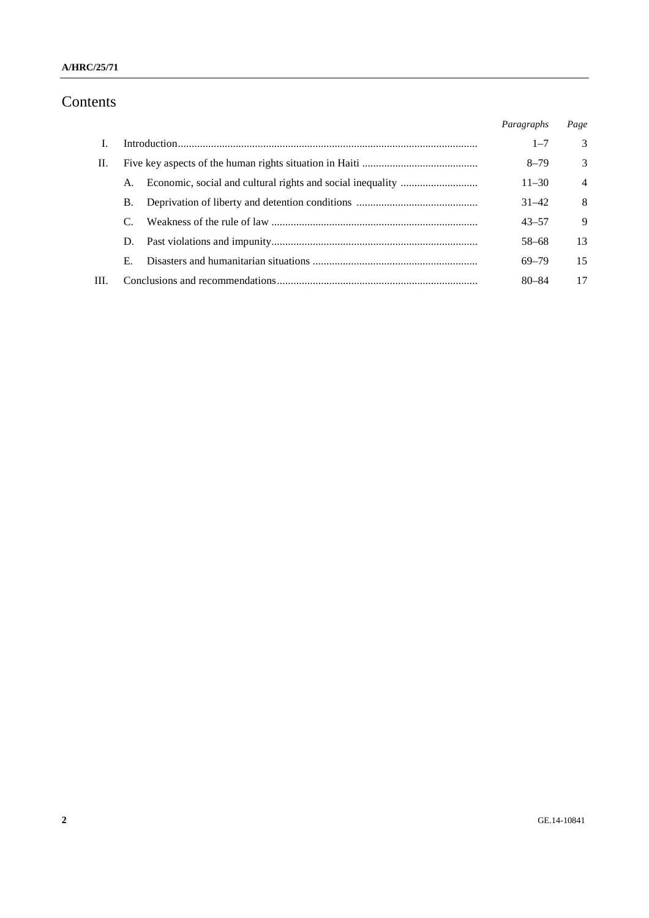# Contents

| | | Paragraphs | Page |
|---|---|---|---|
| I. | Introduction | 1–7 | 3 |
| II. | Five key aspects of the human rights situation in Haiti | 8–79 | 3 |
| | A. Economic, social and cultural rights and social inequality | 11–30 | 4 |
| | B. Deprivation of liberty and detention conditions | 31–42 | 8 |
| | C. Weakness of the rule of law | 43–57 | 9 |
| | D. Past violations and impunity | 58–68 | 13 |
| | E. Disasters and humanitarian situations | 69–79 | 15 |
| III. | Conclusions and recommendations | 80–84 | 17 |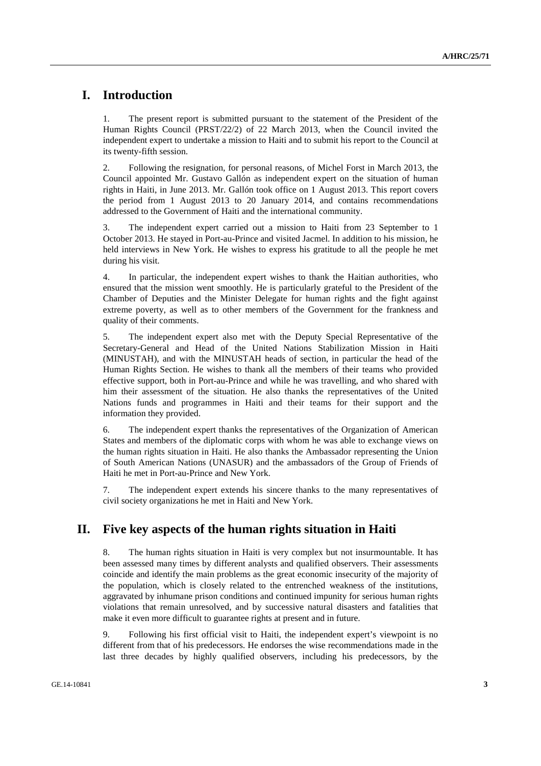# I. Introduction

1. The present report is submitted pursuant to the statement of the President of the Human Rights Council (PRST/22/2) of 22 March 2013, when the Council invited the independent expert to undertake a mission to Haiti and to submit his report to the Council at its twenty-fifth session.

2. Following the resignation, for personal reasons, of Michel Forst in March 2013, the Council appointed Mr. Gustavo Gallón as independent expert on the situation of human rights in Haiti, in June 2013. Mr. Gallón took office on 1 August 2013. This report covers the period from 1 August 2013 to 20 January 2014, and contains recommendations addressed to the Government of Haiti and the international community.

3. The independent expert carried out a mission to Haiti from 23 September to 1 October 2013. He stayed in Port-au-Prince and visited Jacmel. In addition to his mission, he held interviews in New York. He wishes to express his gratitude to all the people he met during his visit.

4. In particular, the independent expert wishes to thank the Haitian authorities, who ensured that the mission went smoothly. He is particularly grateful to the President of the Chamber of Deputies and the Minister Delegate for human rights and the fight against extreme poverty, as well as to other members of the Government for the frankness and quality of their comments.

5. The independent expert also met with the Deputy Special Representative of the Secretary-General and Head of the United Nations Stabilization Mission in Haiti (MINUSTAH), and with the MINUSTAH heads of section, in particular the head of the Human Rights Section. He wishes to thank all the members of their teams who provided effective support, both in Port-au-Prince and while he was travelling, and who shared with him their assessment of the situation. He also thanks the representatives of the United Nations funds and programmes in Haiti and their teams for their support and the information they provided.

6. The independent expert thanks the representatives of the Organization of American States and members of the diplomatic corps with whom he was able to exchange views on the human rights situation in Haiti. He also thanks the Ambassador representing the Union of South American Nations (UNASUR) and the ambassadors of the Group of Friends of Haiti he met in Port-au-Prince and New York.

7. The independent expert extends his sincere thanks to the many representatives of civil society organizations he met in Haiti and New York.

# II. Five key aspects of the human rights situation in Haiti

8. The human rights situation in Haiti is very complex but not insurmountable. It has been assessed many times by different analysts and qualified observers. Their assessments coincide and identify the main problems as the great economic insecurity of the majority of the population, which is closely related to the entrenched weakness of the institutions, aggravated by inhumane prison conditions and continued impunity for serious human rights violations that remain unresolved, and by successive natural disasters and fatalities that make it even more difficult to guarantee rights at present and in future.

9. Following his first official visit to Haiti, the independent expert's viewpoint is no different from that of his predecessors. He endorses the wise recommendations made in the last three decades by highly qualified observers, including his predecessors, by the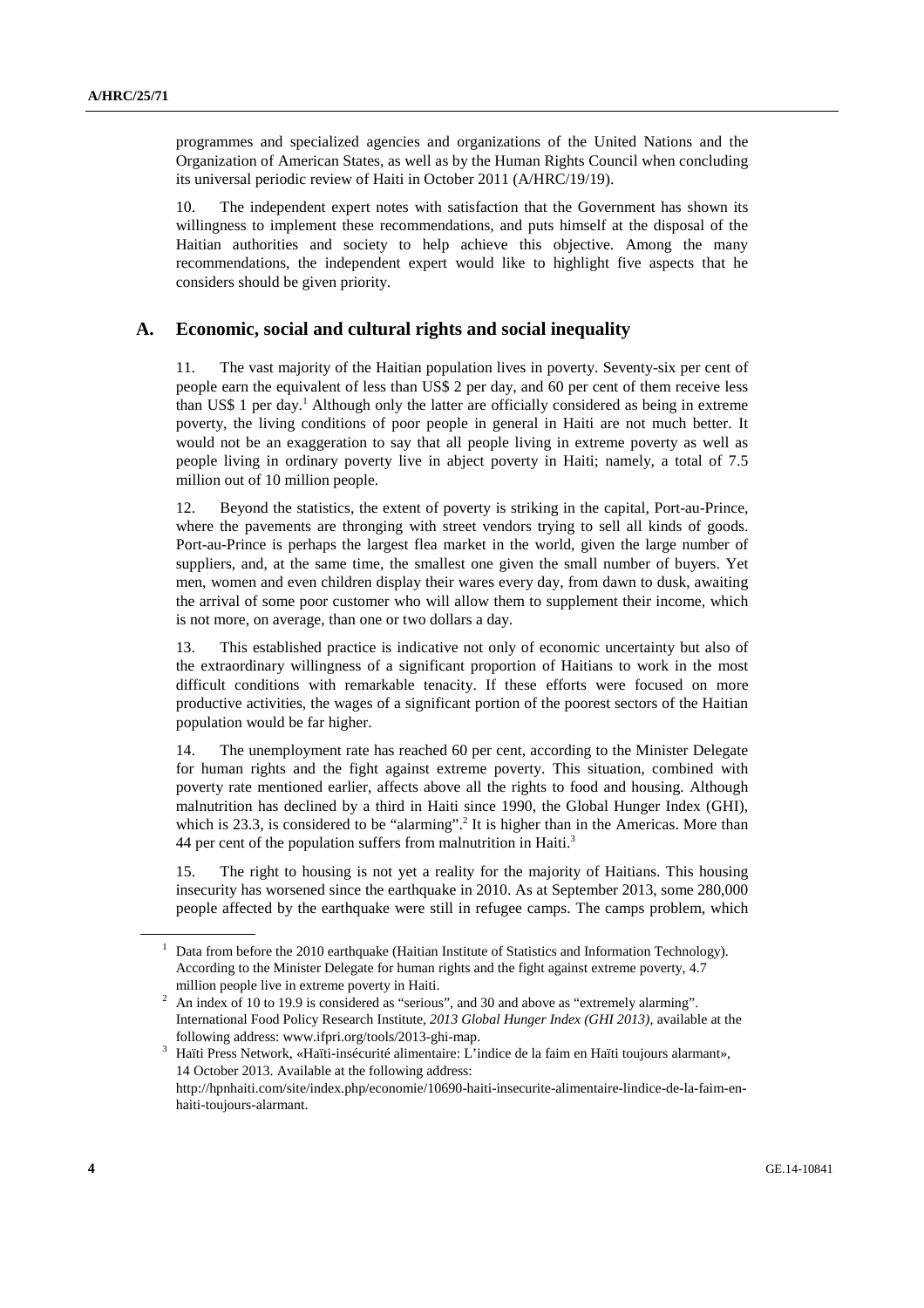programmes and specialized agencies and organizations of the United Nations and the Organization of American States, as well as by the Human Rights Council when concluding its universal periodic review of Haiti in October 2011 (A/HRC/19/19).

10. The independent expert notes with satisfaction that the Government has shown its willingness to implement these recommendations, and puts himself at the disposal of the Haitian authorities and society to help achieve this objective. Among the many recommendations, the independent expert would like to highlight five aspects that he considers should be given priority.

## A. Economic, social and cultural rights and social inequality

11. The vast majority of the Haitian population lives in poverty. Seventy-six per cent of people earn the equivalent of less than US$ 2 per day, and 60 per cent of them receive less than US$ 1 per day.[1] Although only the latter are officially considered as being in extreme poverty, the living conditions of poor people in general in Haiti are not much better. It would not be an exaggeration to say that all people living in extreme poverty as well as people living in ordinary poverty live in abject poverty in Haiti; namely, a total of 7.5 million out of 10 million people.

12. Beyond the statistics, the extent of poverty is striking in the capital, Port-au-Prince, where the pavements are thronging with street vendors trying to sell all kinds of goods. Port-au-Prince is perhaps the largest flea market in the world, given the large number of suppliers, and, at the same time, the smallest one given the small number of buyers. Yet men, women and even children display their wares every day, from dawn to dusk, awaiting the arrival of some poor customer who will allow them to supplement their income, which is not more, on average, than one or two dollars a day.

13. This established practice is indicative not only of economic uncertainty but also of the extraordinary willingness of a significant proportion of Haitians to work in the most difficult conditions with remarkable tenacity. If these efforts were focused on more productive activities, the wages of a significant portion of the poorest sectors of the Haitian population would be far higher.

14. The unemployment rate has reached 60 per cent, according to the Minister Delegate for human rights and the fight against extreme poverty. This situation, combined with poverty rate mentioned earlier, affects above all the rights to food and housing. Although malnutrition has declined by a third in Haiti since 1990, the Global Hunger Index (GHI), which is 23.3, is considered to be "alarming".[2] It is higher than in the Americas. More than 44 per cent of the population suffers from malnutrition in Haiti.[3]

15. The right to housing is not yet a reality for the majority of Haitians. This housing insecurity has worsened since the earthquake in 2010. As at September 2013, some 280,000 people affected by the earthquake were still in refugee camps. The camps problem, which

---

[1] Data from before the 2010 earthquake (Haitian Institute of Statistics and Information Technology). According to the Minister Delegate for human rights and the fight against extreme poverty, 4.7 million people live in extreme poverty in Haiti.

[2] An index of 10 to 19.9 is considered as "serious", and 30 and above as "extremely alarming". International Food Policy Research Institute, *2013 Global Hunger Index (GHI 2013)*, available at the following address: www.ifpri.org/tools/2013-ghi-map.

[3] Haïti Press Network, «Haïti-insécurité alimentaire: L'indice de la faim en Haïti toujours alarmant», 14 October 2013. Available at the following address: http://hpnhaiti.com/site/index.php/economie/10690-haiti-insecurite-alimentaire-lindice-de-la-faim-en-haiti-toujours-alarmant.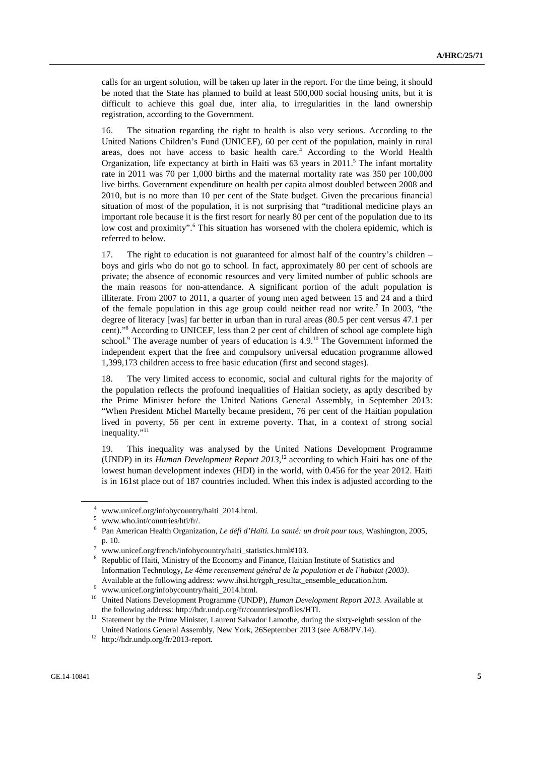calls for an urgent solution, will be taken up later in the report. For the time being, it should be noted that the State has planned to build at least 500,000 social housing units, but it is difficult to achieve this goal due, inter alia, to irregularities in the land ownership registration, according to the Government.

16. The situation regarding the right to health is also very serious. According to the United Nations Children's Fund (UNICEF), 60 per cent of the population, mainly in rural areas, does not have access to basic health care.[4] According to the World Health Organization, life expectancy at birth in Haiti was 63 years in 2011.[5] The infant mortality rate in 2011 was 70 per 1,000 births and the maternal mortality rate was 350 per 100,000 live births. Government expenditure on health per capita almost doubled between 2008 and 2010, but is no more than 10 per cent of the State budget. Given the precarious financial situation of most of the population, it is not surprising that "traditional medicine plays an important role because it is the first resort for nearly 80 per cent of the population due to its low cost and proximity".[6] This situation has worsened with the cholera epidemic, which is referred to below.

17. The right to education is not guaranteed for almost half of the country's children – boys and girls who do not go to school. In fact, approximately 80 per cent of schools are private; the absence of economic resources and very limited number of public schools are the main reasons for non-attendance. A significant portion of the adult population is illiterate. From 2007 to 2011, a quarter of young men aged between 15 and 24 and a third of the female population in this age group could neither read nor write.[7] In 2003, "the degree of literacy [was] far better in urban than in rural areas (80.5 per cent versus 47.1 per cent)."[8] According to UNICEF, less than 2 per cent of children of school age complete high school.[9] The average number of years of education is 4.9.[10] The Government informed the independent expert that the free and compulsory universal education programme allowed 1,399,173 children access to free basic education (first and second stages).

18. The very limited access to economic, social and cultural rights for the majority of the population reflects the profound inequalities of Haitian society, as aptly described by the Prime Minister before the United Nations General Assembly, in September 2013: "When President Michel Martelly became president, 76 per cent of the Haitian population lived in poverty, 56 per cent in extreme poverty. That, in a context of strong social inequality."[11]

19. This inequality was analysed by the United Nations Development Programme (UNDP) in its *Human Development Report 2013*,[12] according to which Haiti has one of the lowest human development indexes (HDI) in the world, with 0.456 for the year 2012. Haiti is in 161st place out of 187 countries included. When this index is adjusted according to the

---

[4] www.unicef.org/infobycountry/haiti_2014.html.

[5] www.who.int/countries/hti/fr/.

[6] Pan American Health Organization, *Le défi d'Haïti. La santé: un droit pour tous*, Washington, 2005, p. 10.

[7] www.unicef.org/french/infobycountry/haiti_statistics.html#103.

[8] Republic of Haiti, Ministry of the Economy and Finance, Haitian Institute of Statistics and Information Technology, *Le 4ème recensement général de la population et de l'habitat (2003)*. Available at the following address: www.ihsi.ht/rgph_resultat_ensemble_education.htm.

[9] www.unicef.org/infobycountry/haiti_2014.html.

[10] United Nations Development Programme (UNDP), *Human Development Report 2013.* Available at the following address: http://hdr.undp.org/fr/countries/profiles/HTI.

[11] Statement by the Prime Minister, Laurent Salvador Lamothe, during the sixty-eighth session of the United Nations General Assembly, New York, 26September 2013 (see A/68/PV.14).

[12] http://hdr.undp.org/fr/2013-report.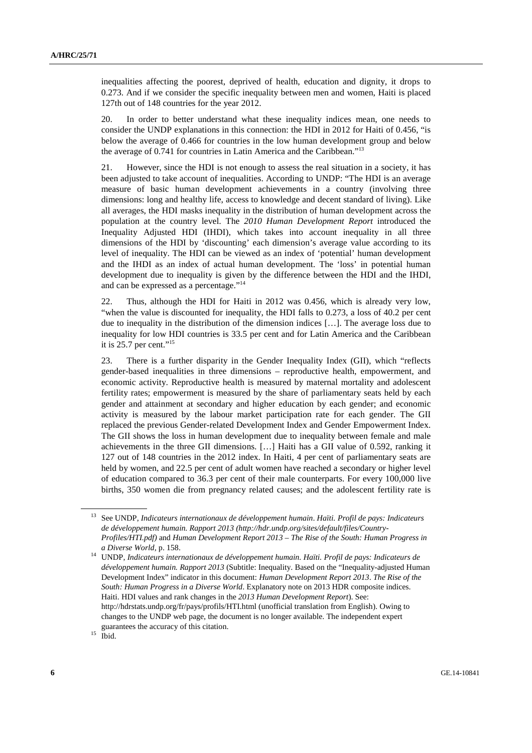inequalities affecting the poorest, deprived of health, education and dignity, it drops to 0.273. And if we consider the specific inequality between men and women, Haiti is placed 127th out of 148 countries for the year 2012.

20. In order to better understand what these inequality indices mean, one needs to consider the UNDP explanations in this connection: the HDI in 2012 for Haiti of 0.456, "is below the average of 0.466 for countries in the low human development group and below the average of 0.741 for countries in Latin America and the Caribbean."[13]

21. However, since the HDI is not enough to assess the real situation in a society, it has been adjusted to take account of inequalities. According to UNDP: "The HDI is an average measure of basic human development achievements in a country (involving three dimensions: long and healthy life, access to knowledge and decent standard of living). Like all averages, the HDI masks inequality in the distribution of human development across the population at the country level. The *2010 Human Development Report* introduced the Inequality Adjusted HDI (IHDI), which takes into account inequality in all three dimensions of the HDI by 'discounting' each dimension's average value according to its level of inequality. The HDI can be viewed as an index of 'potential' human development and the IHDI as an index of actual human development. The 'loss' in potential human development due to inequality is given by the difference between the HDI and the IHDI, and can be expressed as a percentage."[14]

22. Thus, although the HDI for Haiti in 2012 was 0.456, which is already very low, "when the value is discounted for inequality, the HDI falls to 0.273, a loss of 40.2 per cent due to inequality in the distribution of the dimension indices […]. The average loss due to inequality for low HDI countries is 33.5 per cent and for Latin America and the Caribbean it is 25.7 per cent."[15]

23. There is a further disparity in the Gender Inequality Index (GII), which "reflects gender-based inequalities in three dimensions – reproductive health, empowerment, and economic activity. Reproductive health is measured by maternal mortality and adolescent fertility rates; empowerment is measured by the share of parliamentary seats held by each gender and attainment at secondary and higher education by each gender; and economic activity is measured by the labour market participation rate for each gender. The GII replaced the previous Gender-related Development Index and Gender Empowerment Index. The GII shows the loss in human development due to inequality between female and male achievements in the three GII dimensions. […] Haiti has a GII value of 0.592, ranking it 127 out of 148 countries in the 2012 index. In Haiti, 4 per cent of parliamentary seats are held by women, and 22.5 per cent of adult women have reached a secondary or higher level of education compared to 36.3 per cent of their male counterparts. For every 100,000 live births, 350 women die from pregnancy related causes; and the adolescent fertility rate is

---

[13] See UNDP, *Indicateurs internationaux de développement humain*. *Haïti. Profil de pays: Indicateurs de développement humain. Rapport 2013 (http://hdr.undp.org/sites/default/files/Country-Profiles/HTI.pdf)* and *Human Development Report 2013 – The Rise of the South: Human Progress in a Diverse World*, p. 158.

[14] UNDP, *Indicateurs internationaux de développement humain*. *Haïti. Profil de pays: Indicateurs de développement humain. Rapport 2013* (Subtitle: Inequality. Based on the "Inequality-adjusted Human Development Index" indicator in this document: *Human Development Report 2013*. *The Rise of the South: Human Progress in a Diverse World*. Explanatory note on 2013 HDR composite indices. Haiti. HDI values and rank changes in the *2013 Human Development Report*). See: http://hdrstats.undp.org/fr/pays/profils/HTI.html (unofficial translation from English). Owing to changes to the UNDP web page, the document is no longer available. The independent expert guarantees the accuracy of this citation.

[15] Ibid.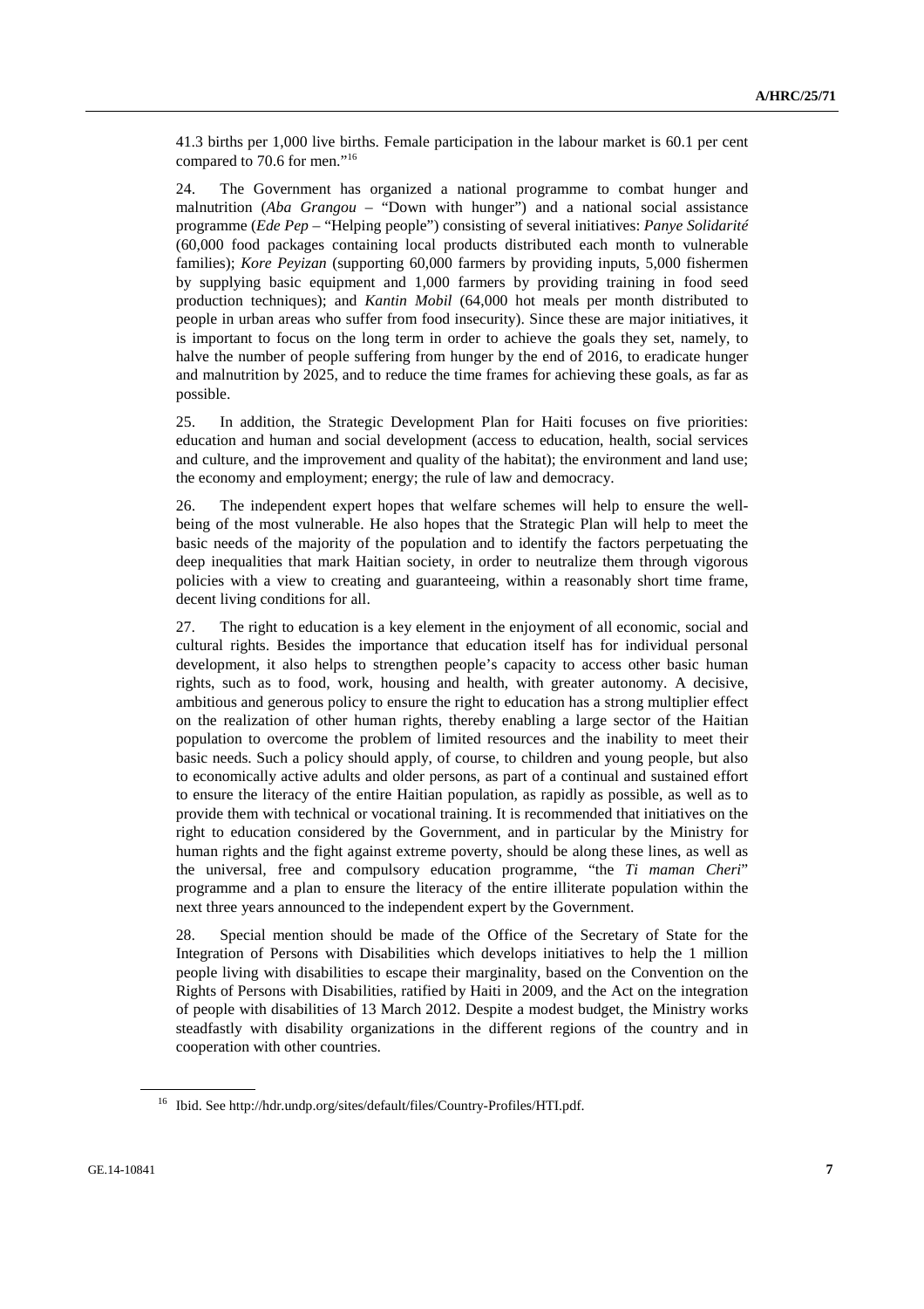41.3 births per 1,000 live births. Female participation in the labour market is 60.1 per cent compared to 70.6 for men."[16]

24. The Government has organized a national programme to combat hunger and malnutrition (*Aba Grangou* – "Down with hunger") and a national social assistance programme (*Ede Pep* – "Helping people") consisting of several initiatives: *Panye Solidarité* (60,000 food packages containing local products distributed each month to vulnerable families); *Kore Peyizan* (supporting 60,000 farmers by providing inputs, 5,000 fishermen by supplying basic equipment and 1,000 farmers by providing training in food seed production techniques); and *Kantin Mobil* (64,000 hot meals per month distributed to people in urban areas who suffer from food insecurity). Since these are major initiatives, it is important to focus on the long term in order to achieve the goals they set, namely, to halve the number of people suffering from hunger by the end of 2016, to eradicate hunger and malnutrition by 2025, and to reduce the time frames for achieving these goals, as far as possible.

25. In addition, the Strategic Development Plan for Haiti focuses on five priorities: education and human and social development (access to education, health, social services and culture, and the improvement and quality of the habitat); the environment and land use; the economy and employment; energy; the rule of law and democracy.

26. The independent expert hopes that welfare schemes will help to ensure the well-being of the most vulnerable. He also hopes that the Strategic Plan will help to meet the basic needs of the majority of the population and to identify the factors perpetuating the deep inequalities that mark Haitian society, in order to neutralize them through vigorous policies with a view to creating and guaranteeing, within a reasonably short time frame, decent living conditions for all.

27. The right to education is a key element in the enjoyment of all economic, social and cultural rights. Besides the importance that education itself has for individual personal development, it also helps to strengthen people's capacity to access other basic human rights, such as to food, work, housing and health, with greater autonomy. A decisive, ambitious and generous policy to ensure the right to education has a strong multiplier effect on the realization of other human rights, thereby enabling a large sector of the Haitian population to overcome the problem of limited resources and the inability to meet their basic needs. Such a policy should apply, of course, to children and young people, but also to economically active adults and older persons, as part of a continual and sustained effort to ensure the literacy of the entire Haitian population, as rapidly as possible, as well as to provide them with technical or vocational training. It is recommended that initiatives on the right to education considered by the Government, and in particular by the Ministry for human rights and the fight against extreme poverty, should be along these lines, as well as the universal, free and compulsory education programme, "the *Ti maman Cheri*" programme and a plan to ensure the literacy of the entire illiterate population within the next three years announced to the independent expert by the Government.

28. Special mention should be made of the Office of the Secretary of State for the Integration of Persons with Disabilities which develops initiatives to help the 1 million people living with disabilities to escape their marginality, based on the Convention on the Rights of Persons with Disabilities, ratified by Haiti in 2009, and the Act on the integration of people with disabilities of 13 March 2012. Despite a modest budget, the Ministry works steadfastly with disability organizations in the different regions of the country and in cooperation with other countries.

[16] Ibid. See http://hdr.undp.org/sites/default/files/Country-Profiles/HTI.pdf.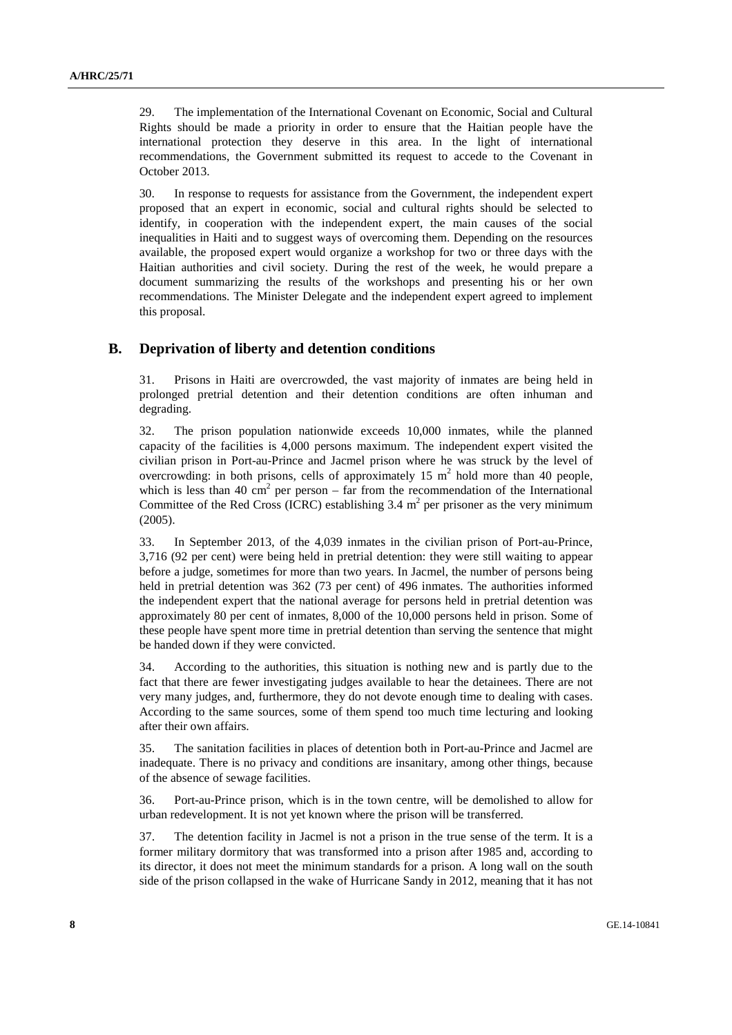29. The implementation of the International Covenant on Economic, Social and Cultural Rights should be made a priority in order to ensure that the Haitian people have the international protection they deserve in this area. In the light of international recommendations, the Government submitted its request to accede to the Covenant in October 2013.

30. In response to requests for assistance from the Government, the independent expert proposed that an expert in economic, social and cultural rights should be selected to identify, in cooperation with the independent expert, the main causes of the social inequalities in Haiti and to suggest ways of overcoming them. Depending on the resources available, the proposed expert would organize a workshop for two or three days with the Haitian authorities and civil society. During the rest of the week, he would prepare a document summarizing the results of the workshops and presenting his or her own recommendations. The Minister Delegate and the independent expert agreed to implement this proposal.

## B. Deprivation of liberty and detention conditions

31. Prisons in Haiti are overcrowded, the vast majority of inmates are being held in prolonged pretrial detention and their detention conditions are often inhuman and degrading.

32. The prison population nationwide exceeds 10,000 inmates, while the planned capacity of the facilities is 4,000 persons maximum. The independent expert visited the civilian prison in Port-au-Prince and Jacmel prison where he was struck by the level of overcrowding: in both prisons, cells of approximately 15 $m^2$ hold more than 40 people, which is less than 40 $cm^2$ per person – far from the recommendation of the International Committee of the Red Cross (ICRC) establishing 3.4 $m^2$ per prisoner as the very minimum (2005).

33. In September 2013, of the 4,039 inmates in the civilian prison of Port-au-Prince, 3,716 (92 per cent) were being held in pretrial detention: they were still waiting to appear before a judge, sometimes for more than two years. In Jacmel, the number of persons being held in pretrial detention was 362 (73 per cent) of 496 inmates. The authorities informed the independent expert that the national average for persons held in pretrial detention was approximately 80 per cent of inmates, 8,000 of the 10,000 persons held in prison. Some of these people have spent more time in pretrial detention than serving the sentence that might be handed down if they were convicted.

34. According to the authorities, this situation is nothing new and is partly due to the fact that there are fewer investigating judges available to hear the detainees. There are not very many judges, and, furthermore, they do not devote enough time to dealing with cases. According to the same sources, some of them spend too much time lecturing and looking after their own affairs.

35. The sanitation facilities in places of detention both in Port-au-Prince and Jacmel are inadequate. There is no privacy and conditions are insanitary, among other things, because of the absence of sewage facilities.

36. Port-au-Prince prison, which is in the town centre, will be demolished to allow for urban redevelopment. It is not yet known where the prison will be transferred.

37. The detention facility in Jacmel is not a prison in the true sense of the term. It is a former military dormitory that was transformed into a prison after 1985 and, according to its director, it does not meet the minimum standards for a prison. A long wall on the south side of the prison collapsed in the wake of Hurricane Sandy in 2012, meaning that it has not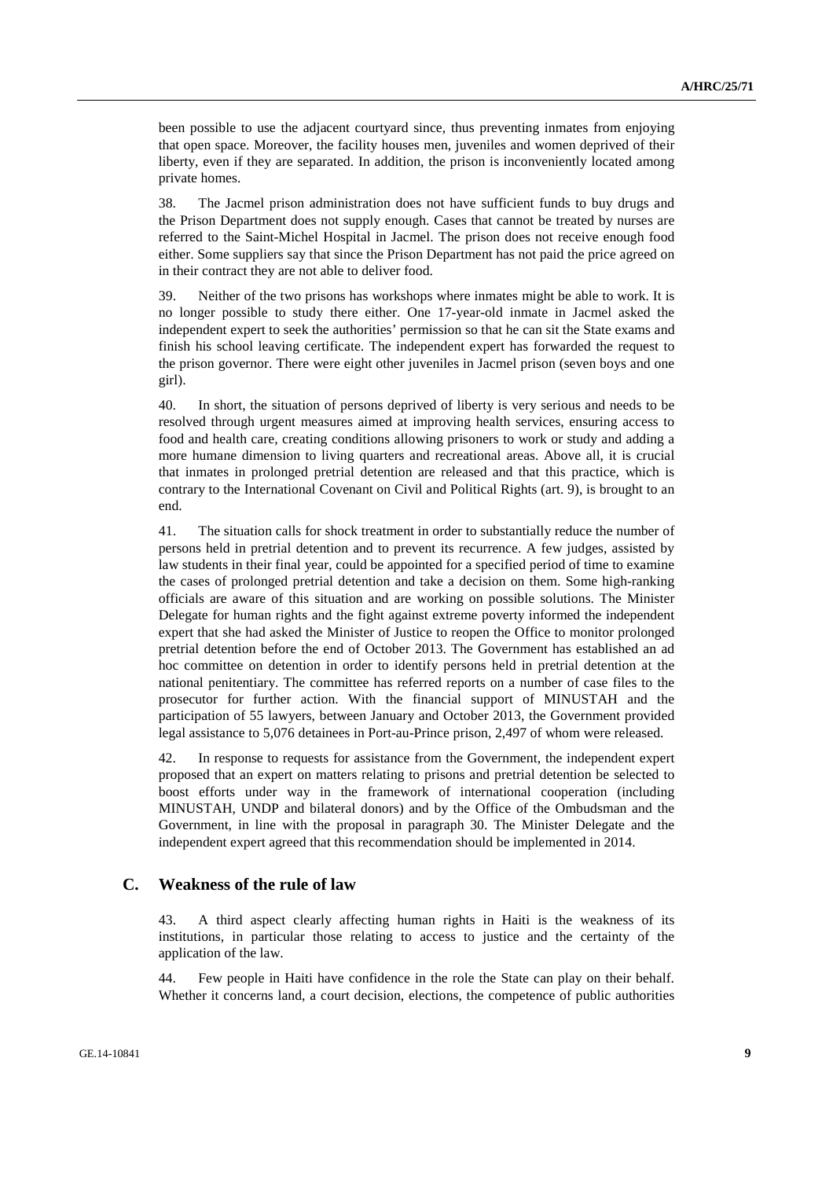been possible to use the adjacent courtyard since, thus preventing inmates from enjoying that open space. Moreover, the facility houses men, juveniles and women deprived of their liberty, even if they are separated. In addition, the prison is inconveniently located among private homes.

38. The Jacmel prison administration does not have sufficient funds to buy drugs and the Prison Department does not supply enough. Cases that cannot be treated by nurses are referred to the Saint-Michel Hospital in Jacmel. The prison does not receive enough food either. Some suppliers say that since the Prison Department has not paid the price agreed on in their contract they are not able to deliver food.

39. Neither of the two prisons has workshops where inmates might be able to work. It is no longer possible to study there either. One 17-year-old inmate in Jacmel asked the independent expert to seek the authorities' permission so that he can sit the State exams and finish his school leaving certificate. The independent expert has forwarded the request to the prison governor. There were eight other juveniles in Jacmel prison (seven boys and one girl).

40. In short, the situation of persons deprived of liberty is very serious and needs to be resolved through urgent measures aimed at improving health services, ensuring access to food and health care, creating conditions allowing prisoners to work or study and adding a more humane dimension to living quarters and recreational areas. Above all, it is crucial that inmates in prolonged pretrial detention are released and that this practice, which is contrary to the International Covenant on Civil and Political Rights (art. 9), is brought to an end.

41. The situation calls for shock treatment in order to substantially reduce the number of persons held in pretrial detention and to prevent its recurrence. A few judges, assisted by law students in their final year, could be appointed for a specified period of time to examine the cases of prolonged pretrial detention and take a decision on them. Some high-ranking officials are aware of this situation and are working on possible solutions. The Minister Delegate for human rights and the fight against extreme poverty informed the independent expert that she had asked the Minister of Justice to reopen the Office to monitor prolonged pretrial detention before the end of October 2013. The Government has established an ad hoc committee on detention in order to identify persons held in pretrial detention at the national penitentiary. The committee has referred reports on a number of case files to the prosecutor for further action. With the financial support of MINUSTAH and the participation of 55 lawyers, between January and October 2013, the Government provided legal assistance to 5,076 detainees in Port-au-Prince prison, 2,497 of whom were released.

42. In response to requests for assistance from the Government, the independent expert proposed that an expert on matters relating to prisons and pretrial detention be selected to boost efforts under way in the framework of international cooperation (including MINUSTAH, UNDP and bilateral donors) and by the Office of the Ombudsman and the Government, in line with the proposal in paragraph 30. The Minister Delegate and the independent expert agreed that this recommendation should be implemented in 2014.

## C. Weakness of the rule of law

43. A third aspect clearly affecting human rights in Haiti is the weakness of its institutions, in particular those relating to access to justice and the certainty of the application of the law.

44. Few people in Haiti have confidence in the role the State can play on their behalf. Whether it concerns land, a court decision, elections, the competence of public authorities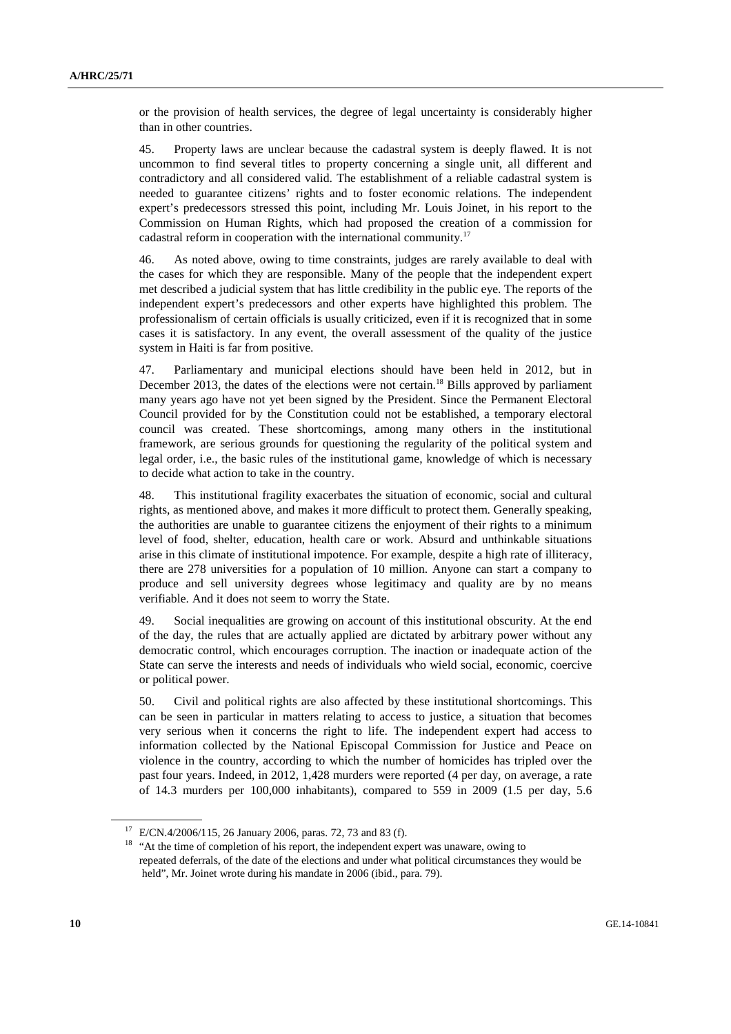or the provision of health services, the degree of legal uncertainty is considerably higher than in other countries.

45. Property laws are unclear because the cadastral system is deeply flawed. It is not uncommon to find several titles to property concerning a single unit, all different and contradictory and all considered valid. The establishment of a reliable cadastral system is needed to guarantee citizens' rights and to foster economic relations. The independent expert's predecessors stressed this point, including Mr. Louis Joinet, in his report to the Commission on Human Rights, which had proposed the creation of a commission for cadastral reform in cooperation with the international community.[17]

46. As noted above, owing to time constraints, judges are rarely available to deal with the cases for which they are responsible. Many of the people that the independent expert met described a judicial system that has little credibility in the public eye. The reports of the independent expert's predecessors and other experts have highlighted this problem. The professionalism of certain officials is usually criticized, even if it is recognized that in some cases it is satisfactory. In any event, the overall assessment of the quality of the justice system in Haiti is far from positive.

47. Parliamentary and municipal elections should have been held in 2012, but in December 2013, the dates of the elections were not certain.[18] Bills approved by parliament many years ago have not yet been signed by the President. Since the Permanent Electoral Council provided for by the Constitution could not be established, a temporary electoral council was created. These shortcomings, among many others in the institutional framework, are serious grounds for questioning the regularity of the political system and legal order, i.e., the basic rules of the institutional game, knowledge of which is necessary to decide what action to take in the country.

48. This institutional fragility exacerbates the situation of economic, social and cultural rights, as mentioned above, and makes it more difficult to protect them. Generally speaking, the authorities are unable to guarantee citizens the enjoyment of their rights to a minimum level of food, shelter, education, health care or work. Absurd and unthinkable situations arise in this climate of institutional impotence. For example, despite a high rate of illiteracy, there are 278 universities for a population of 10 million. Anyone can start a company to produce and sell university degrees whose legitimacy and quality are by no means verifiable. And it does not seem to worry the State.

49. Social inequalities are growing on account of this institutional obscurity. At the end of the day, the rules that are actually applied are dictated by arbitrary power without any democratic control, which encourages corruption. The inaction or inadequate action of the State can serve the interests and needs of individuals who wield social, economic, coercive or political power.

50. Civil and political rights are also affected by these institutional shortcomings. This can be seen in particular in matters relating to access to justice, a situation that becomes very serious when it concerns the right to life. The independent expert had access to information collected by the National Episcopal Commission for Justice and Peace on violence in the country, according to which the number of homicides has tripled over the past four years. Indeed, in 2012, 1,428 murders were reported (4 per day, on average, a rate of 14.3 murders per 100,000 inhabitants), compared to 559 in 2009 (1.5 per day, 5.6

---

[17] E/CN.4/2006/115, 26 January 2006, paras. 72, 73 and 83 (f).

[18] "At the time of completion of his report, the independent expert was unaware, owing to repeated deferrals, of the date of the elections and under what political circumstances they would be held", Mr. Joinet wrote during his mandate in 2006 (ibid., para. 79).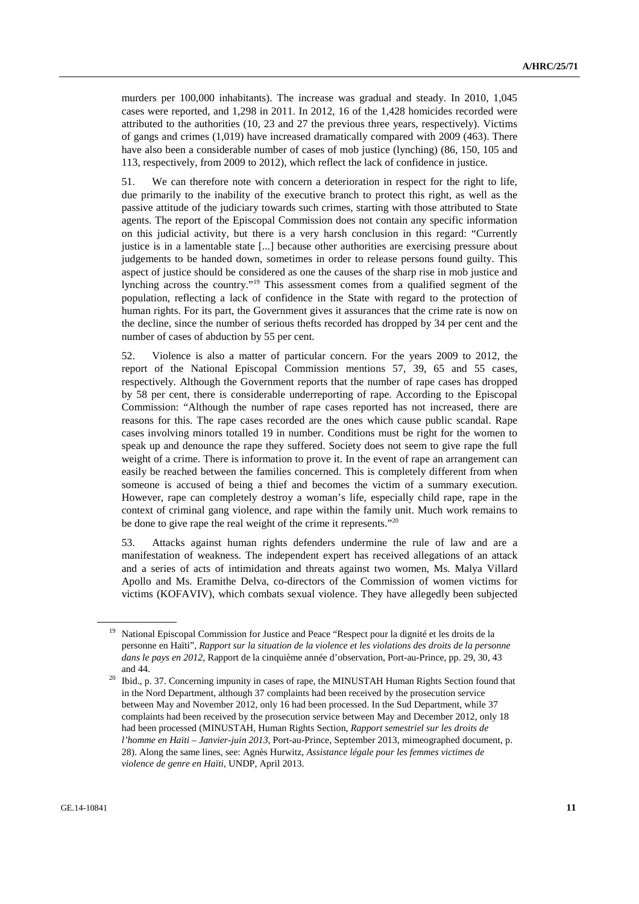murders per 100,000 inhabitants). The increase was gradual and steady. In 2010, 1,045 cases were reported, and 1,298 in 2011. In 2012, 16 of the 1,428 homicides recorded were attributed to the authorities (10, 23 and 27 the previous three years, respectively). Victims of gangs and crimes (1,019) have increased dramatically compared with 2009 (463). There have also been a considerable number of cases of mob justice (lynching) (86, 150, 105 and 113, respectively, from 2009 to 2012), which reflect the lack of confidence in justice.

51. We can therefore note with concern a deterioration in respect for the right to life, due primarily to the inability of the executive branch to protect this right, as well as the passive attitude of the judiciary towards such crimes, starting with those attributed to State agents. The report of the Episcopal Commission does not contain any specific information on this judicial activity, but there is a very harsh conclusion in this regard: "Currently justice is in a lamentable state [...] because other authorities are exercising pressure about judgements to be handed down, sometimes in order to release persons found guilty. This aspect of justice should be considered as one the causes of the sharp rise in mob justice and lynching across the country."[19] This assessment comes from a qualified segment of the population, reflecting a lack of confidence in the State with regard to the protection of human rights. For its part, the Government gives it assurances that the crime rate is now on the decline, since the number of serious thefts recorded has dropped by 34 per cent and the number of cases of abduction by 55 per cent.

52. Violence is also a matter of particular concern. For the years 2009 to 2012, the report of the National Episcopal Commission mentions 57, 39, 65 and 55 cases, respectively. Although the Government reports that the number of rape cases has dropped by 58 per cent, there is considerable underreporting of rape. According to the Episcopal Commission: "Although the number of rape cases reported has not increased, there are reasons for this. The rape cases recorded are the ones which cause public scandal. Rape cases involving minors totalled 19 in number. Conditions must be right for the women to speak up and denounce the rape they suffered. Society does not seem to give rape the full weight of a crime. There is information to prove it. In the event of rape an arrangement can easily be reached between the families concerned. This is completely different from when someone is accused of being a thief and becomes the victim of a summary execution. However, rape can completely destroy a woman's life, especially child rape, rape in the context of criminal gang violence, and rape within the family unit. Much work remains to be done to give rape the real weight of the crime it represents."[20]

53. Attacks against human rights defenders undermine the rule of law and are a manifestation of weakness. The independent expert has received allegations of an attack and a series of acts of intimidation and threats against two women, Ms. Malya Villard Apollo and Ms. Eramithe Delva, co-directors of the Commission of women victims for victims (KOFAVIV), which combats sexual violence. They have allegedly been subjected

---

[19] National Episcopal Commission for Justice and Peace "Respect pour la dignité et les droits de la personne en Haïti", *Rapport sur la situation de la violence et les violations des droits de la personne dans le pays en 2012*, Rapport de la cinquième année d'observation, Port-au-Prince, pp. 29, 30, 43 and 44.

[20] Ibid., p. 37. Concerning impunity in cases of rape, the MINUSTAH Human Rights Section found that in the Nord Department, although 37 complaints had been received by the prosecution service between May and November 2012, only 16 had been processed. In the Sud Department, while 37 complaints had been received by the prosecution service between May and December 2012, only 18 had been processed (MINUSTAH, Human Rights Section, *Rapport semestriel sur les droits de l'homme en Haïti – Janvier-juin 2013*, Port-au-Prince, September 2013, mimeographed document, p. 28). Along the same lines, see: Agnès Hurwitz, *Assistance légale pour les femmes victimes de violence de genre en Haïti*, UNDP, April 2013.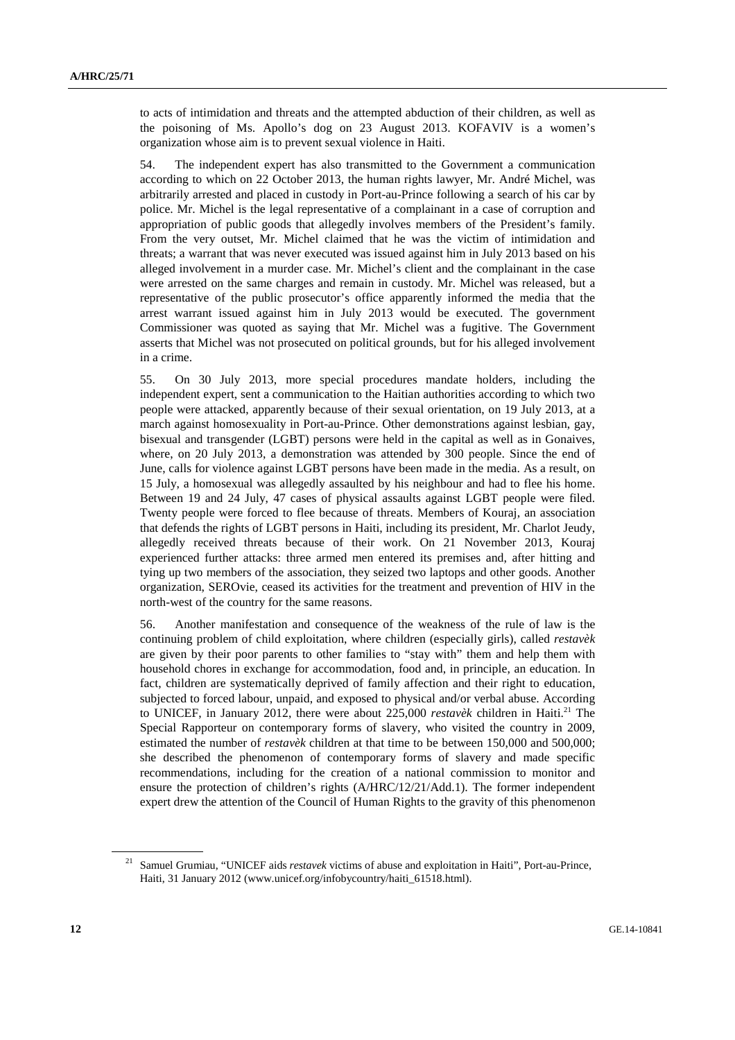to acts of intimidation and threats and the attempted abduction of their children, as well as the poisoning of Ms. Apollo's dog on 23 August 2013. KOFAVIV is a women's organization whose aim is to prevent sexual violence in Haiti.

54. The independent expert has also transmitted to the Government a communication according to which on 22 October 2013, the human rights lawyer, Mr. André Michel, was arbitrarily arrested and placed in custody in Port-au-Prince following a search of his car by police. Mr. Michel is the legal representative of a complainant in a case of corruption and appropriation of public goods that allegedly involves members of the President's family. From the very outset, Mr. Michel claimed that he was the victim of intimidation and threats; a warrant that was never executed was issued against him in July 2013 based on his alleged involvement in a murder case. Mr. Michel's client and the complainant in the case were arrested on the same charges and remain in custody. Mr. Michel was released, but a representative of the public prosecutor's office apparently informed the media that the arrest warrant issued against him in July 2013 would be executed. The government Commissioner was quoted as saying that Mr. Michel was a fugitive. The Government asserts that Michel was not prosecuted on political grounds, but for his alleged involvement in a crime.

55. On 30 July 2013, more special procedures mandate holders, including the independent expert, sent a communication to the Haitian authorities according to which two people were attacked, apparently because of their sexual orientation, on 19 July 2013, at a march against homosexuality in Port-au-Prince. Other demonstrations against lesbian, gay, bisexual and transgender (LGBT) persons were held in the capital as well as in Gonaives, where, on 20 July 2013, a demonstration was attended by 300 people. Since the end of June, calls for violence against LGBT persons have been made in the media. As a result, on 15 July, a homosexual was allegedly assaulted by his neighbour and had to flee his home. Between 19 and 24 July, 47 cases of physical assaults against LGBT people were filed. Twenty people were forced to flee because of threats. Members of Kouraj, an association that defends the rights of LGBT persons in Haiti, including its president, Mr. Charlot Jeudy, allegedly received threats because of their work. On 21 November 2013, Kouraj experienced further attacks: three armed men entered its premises and, after hitting and tying up two members of the association, they seized two laptops and other goods. Another organization, SEROvie, ceased its activities for the treatment and prevention of HIV in the north-west of the country for the same reasons.

56. Another manifestation and consequence of the weakness of the rule of law is the continuing problem of child exploitation, where children (especially girls), called *restavèk* are given by their poor parents to other families to "stay with" them and help them with household chores in exchange for accommodation, food and, in principle, an education. In fact, children are systematically deprived of family affection and their right to education, subjected to forced labour, unpaid, and exposed to physical and/or verbal abuse. According to UNICEF, in January 2012, there were about 225,000 *restavèk* children in Haiti.[21] The Special Rapporteur on contemporary forms of slavery, who visited the country in 2009, estimated the number of *restavèk* children at that time to be between 150,000 and 500,000; she described the phenomenon of contemporary forms of slavery and made specific recommendations, including for the creation of a national commission to monitor and ensure the protection of children's rights (A/HRC/12/21/Add.1). The former independent expert drew the attention of the Council of Human Rights to the gravity of this phenomenon

---

[21] Samuel Grumiau, "UNICEF aids *restavek* victims of abuse and exploitation in Haiti", Port-au-Prince, Haiti, 31 January 2012 (www.unicef.org/infobycountry/haiti_61518.html).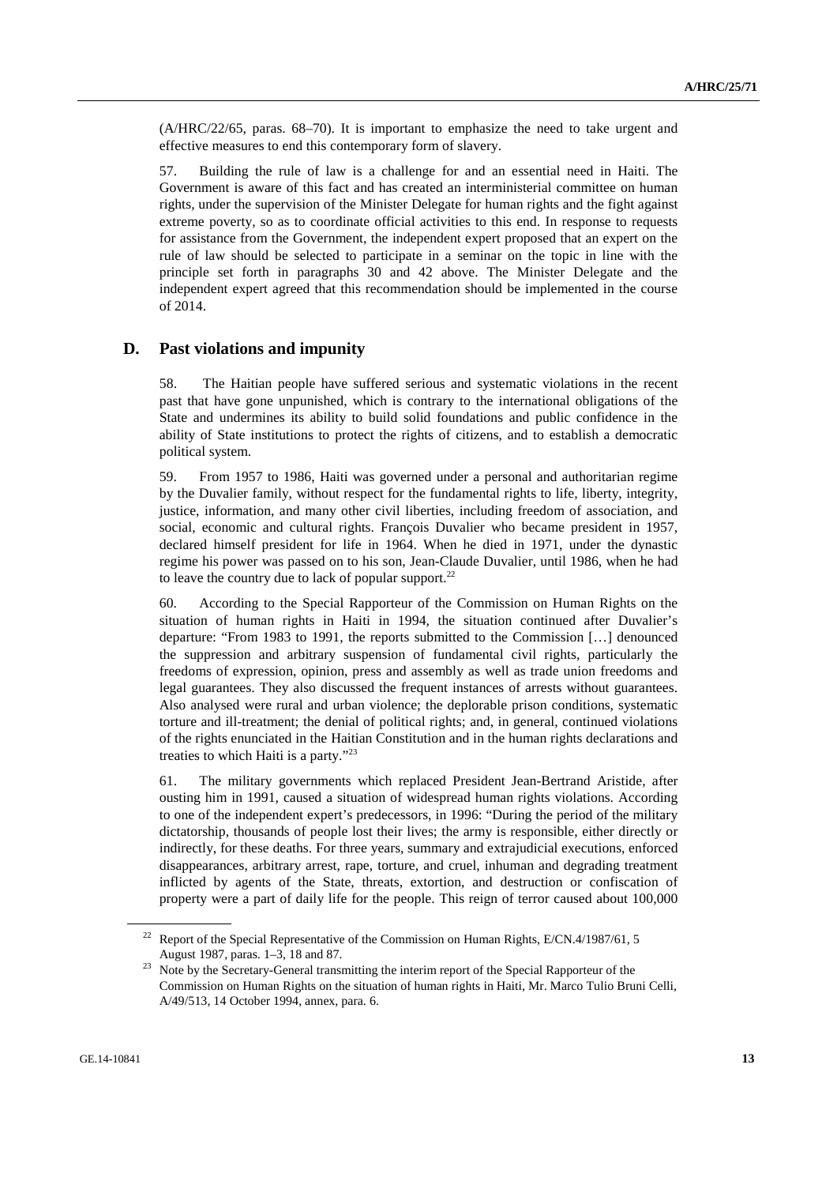(A/HRC/22/65, paras. 68–70). It is important to emphasize the need to take urgent and effective measures to end this contemporary form of slavery.

57. Building the rule of law is a challenge for and an essential need in Haiti. The Government is aware of this fact and has created an interministerial committee on human rights, under the supervision of the Minister Delegate for human rights and the fight against extreme poverty, so as to coordinate official activities to this end. In response to requests for assistance from the Government, the independent expert proposed that an expert on the rule of law should be selected to participate in a seminar on the topic in line with the principle set forth in paragraphs 30 and 42 above. The Minister Delegate and the independent expert agreed that this recommendation should be implemented in the course of 2014.

## D. Past violations and impunity

58. The Haitian people have suffered serious and systematic violations in the recent past that have gone unpunished, which is contrary to the international obligations of the State and undermines its ability to build solid foundations and public confidence in the ability of State institutions to protect the rights of citizens, and to establish a democratic political system.

59. From 1957 to 1986, Haiti was governed under a personal and authoritarian regime by the Duvalier family, without respect for the fundamental rights to life, liberty, integrity, justice, information, and many other civil liberties, including freedom of association, and social, economic and cultural rights. François Duvalier who became president in 1957, declared himself president for life in 1964. When he died in 1971, under the dynastic regime his power was passed on to his son, Jean-Claude Duvalier, until 1986, when he had to leave the country due to lack of popular support.[22]

60. According to the Special Rapporteur of the Commission on Human Rights on the situation of human rights in Haiti in 1994, the situation continued after Duvalier's departure: "From 1983 to 1991, the reports submitted to the Commission […] denounced the suppression and arbitrary suspension of fundamental civil rights, particularly the freedoms of expression, opinion, press and assembly as well as trade union freedoms and legal guarantees. They also discussed the frequent instances of arrests without guarantees. Also analysed were rural and urban violence; the deplorable prison conditions, systematic torture and ill-treatment; the denial of political rights; and, in general, continued violations of the rights enunciated in the Haitian Constitution and in the human rights declarations and treaties to which Haiti is a party."[23]

61. The military governments which replaced President Jean-Bertrand Aristide, after ousting him in 1991, caused a situation of widespread human rights violations. According to one of the independent expert's predecessors, in 1996: "During the period of the military dictatorship, thousands of people lost their lives; the army is responsible, either directly or indirectly, for these deaths. For three years, summary and extrajudicial executions, enforced disappearances, arbitrary arrest, rape, torture, and cruel, inhuman and degrading treatment inflicted by agents of the State, threats, extortion, and destruction or confiscation of property were a part of daily life for the people. This reign of terror caused about 100,000

---

[22] Report of the Special Representative of the Commission on Human Rights, E/CN.4/1987/61, 5 August 1987, paras. 1–3, 18 and 87.

[23] Note by the Secretary-General transmitting the interim report of the Special Rapporteur of the Commission on Human Rights on the situation of human rights in Haiti, Mr. Marco Tulio Bruni Celli, A/49/513, 14 October 1994, annex, para. 6.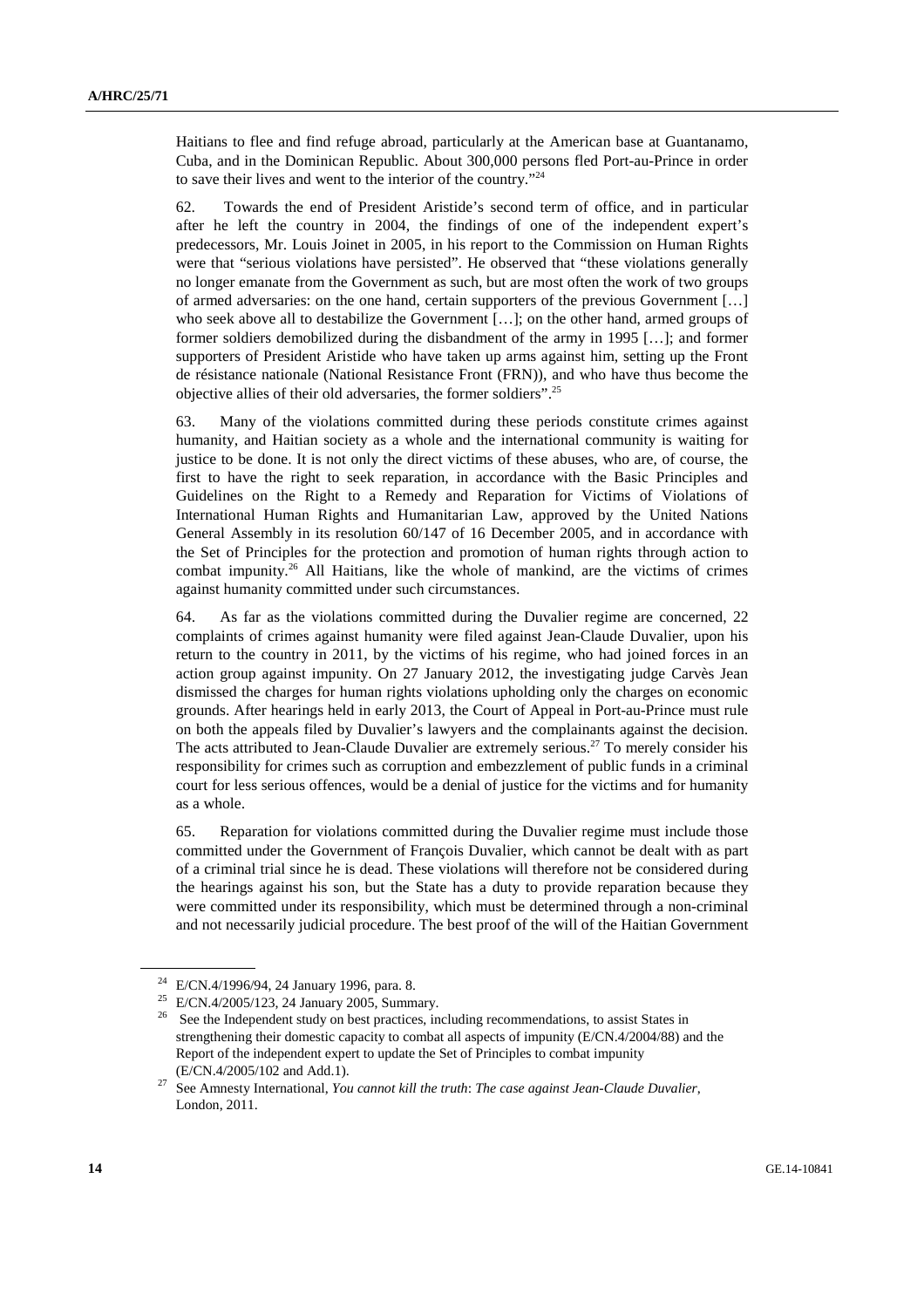Haitians to flee and find refuge abroad, particularly at the American base at Guantanamo, Cuba, and in the Dominican Republic. About 300,000 persons fled Port-au-Prince in order to save their lives and went to the interior of the country."[24]

62. Towards the end of President Aristide's second term of office, and in particular after he left the country in 2004, the findings of one of the independent expert's predecessors, Mr. Louis Joinet in 2005, in his report to the Commission on Human Rights were that "serious violations have persisted". He observed that "these violations generally no longer emanate from the Government as such, but are most often the work of two groups of armed adversaries: on the one hand, certain supporters of the previous Government […] who seek above all to destabilize the Government […]; on the other hand, armed groups of former soldiers demobilized during the disbandment of the army in 1995 […]; and former supporters of President Aristide who have taken up arms against him, setting up the Front de résistance nationale (National Resistance Front (FRN)), and who have thus become the objective allies of their old adversaries, the former soldiers".[25]

63. Many of the violations committed during these periods constitute crimes against humanity, and Haitian society as a whole and the international community is waiting for justice to be done. It is not only the direct victims of these abuses, who are, of course, the first to have the right to seek reparation, in accordance with the Basic Principles and Guidelines on the Right to a Remedy and Reparation for Victims of Violations of International Human Rights and Humanitarian Law, approved by the United Nations General Assembly in its resolution 60/147 of 16 December 2005, and in accordance with the Set of Principles for the protection and promotion of human rights through action to combat impunity.[26] All Haitians, like the whole of mankind, are the victims of crimes against humanity committed under such circumstances.

64. As far as the violations committed during the Duvalier regime are concerned, 22 complaints of crimes against humanity were filed against Jean-Claude Duvalier, upon his return to the country in 2011, by the victims of his regime, who had joined forces in an action group against impunity. On 27 January 2012, the investigating judge Carvès Jean dismissed the charges for human rights violations upholding only the charges on economic grounds. After hearings held in early 2013, the Court of Appeal in Port-au-Prince must rule on both the appeals filed by Duvalier's lawyers and the complainants against the decision. The acts attributed to Jean-Claude Duvalier are extremely serious.[27] To merely consider his responsibility for crimes such as corruption and embezzlement of public funds in a criminal court for less serious offences, would be a denial of justice for the victims and for humanity as a whole.

65. Reparation for violations committed during the Duvalier regime must include those committed under the Government of François Duvalier, which cannot be dealt with as part of a criminal trial since he is dead. These violations will therefore not be considered during the hearings against his son, but the State has a duty to provide reparation because they were committed under its responsibility, which must be determined through a non-criminal and not necessarily judicial procedure. The best proof of the will of the Haitian Government

---

[24] E/CN.4/1996/94, 24 January 1996, para. 8.

[25] E/CN.4/2005/123, 24 January 2005, Summary.

[26] See the Independent study on best practices, including recommendations, to assist States in strengthening their domestic capacity to combat all aspects of impunity (E/CN.4/2004/88) and the Report of the independent expert to update the Set of Principles to combat impunity (E/CN.4/2005/102 and Add.1).

[27] See Amnesty International, *You cannot kill the truth*: *The case against Jean-Claude Duvalier*, London, 2011.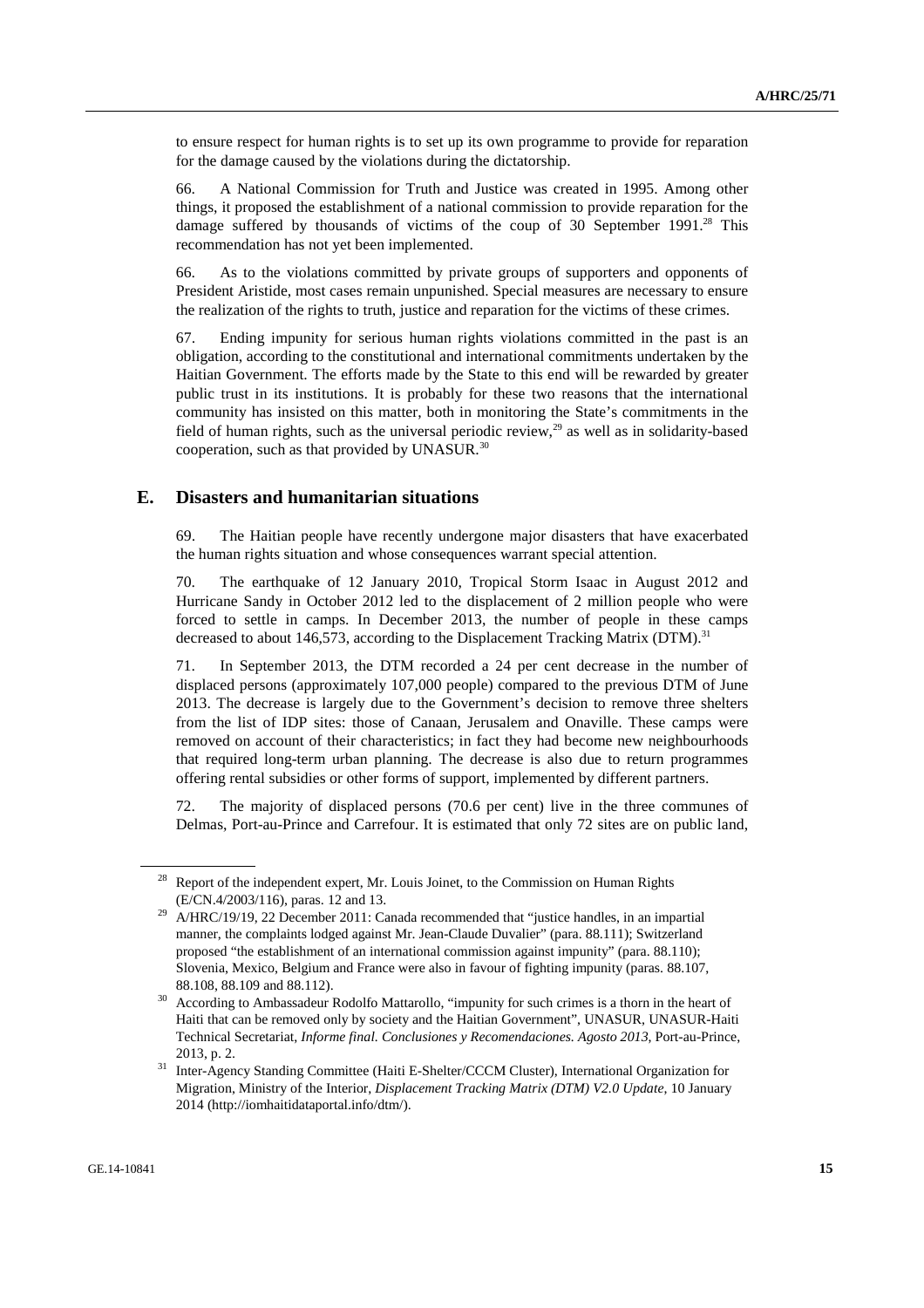to ensure respect for human rights is to set up its own programme to provide for reparation for the damage caused by the violations during the dictatorship.

66. A National Commission for Truth and Justice was created in 1995. Among other things, it proposed the establishment of a national commission to provide reparation for the damage suffered by thousands of victims of the coup of 30 September 1991.[28] This recommendation has not yet been implemented.

66. As to the violations committed by private groups of supporters and opponents of President Aristide, most cases remain unpunished. Special measures are necessary to ensure the realization of the rights to truth, justice and reparation for the victims of these crimes.

67. Ending impunity for serious human rights violations committed in the past is an obligation, according to the constitutional and international commitments undertaken by the Haitian Government. The efforts made by the State to this end will be rewarded by greater public trust in its institutions. It is probably for these two reasons that the international community has insisted on this matter, both in monitoring the State's commitments in the field of human rights, such as the universal periodic review,[29] as well as in solidarity-based cooperation, such as that provided by UNASUR.[30]

## E. Disasters and humanitarian situations

69. The Haitian people have recently undergone major disasters that have exacerbated the human rights situation and whose consequences warrant special attention.

70. The earthquake of 12 January 2010, Tropical Storm Isaac in August 2012 and Hurricane Sandy in October 2012 led to the displacement of 2 million people who were forced to settle in camps. In December 2013, the number of people in these camps decreased to about 146,573, according to the Displacement Tracking Matrix (DTM).[31]

71. In September 2013, the DTM recorded a 24 per cent decrease in the number of displaced persons (approximately 107,000 people) compared to the previous DTM of June 2013. The decrease is largely due to the Government's decision to remove three shelters from the list of IDP sites: those of Canaan, Jerusalem and Onaville. These camps were removed on account of their characteristics; in fact they had become new neighbourhoods that required long-term urban planning. The decrease is also due to return programmes offering rental subsidies or other forms of support, implemented by different partners.

72. The majority of displaced persons (70.6 per cent) live in the three communes of Delmas, Port-au-Prince and Carrefour. It is estimated that only 72 sites are on public land,

---

[28] Report of the independent expert, Mr. Louis Joinet, to the Commission on Human Rights (E/CN.4/2003/116), paras. 12 and 13.

[29] A/HRC/19/19, 22 December 2011: Canada recommended that "justice handles, in an impartial manner, the complaints lodged against Mr. Jean-Claude Duvalier" (para. 88.111); Switzerland proposed "the establishment of an international commission against impunity" (para. 88.110); Slovenia, Mexico, Belgium and France were also in favour of fighting impunity (paras. 88.107, 88.108, 88.109 and 88.112).

[30] According to Ambassadeur Rodolfo Mattarollo, "impunity for such crimes is a thorn in the heart of Haiti that can be removed only by society and the Haitian Government", UNASUR, UNASUR-Haiti Technical Secretariat, *Informe final. Conclusiones y Recomendaciones. Agosto 2013*, Port-au-Prince, 2013, p. 2.

[31] Inter-Agency Standing Committee (Haiti E-Shelter/CCCM Cluster), International Organization for Migration, Ministry of the Interior, *Displacement Tracking Matrix (DTM) V2.0 Update*, 10 January 2014 (http://iomhaitidataportal.info/dtm/).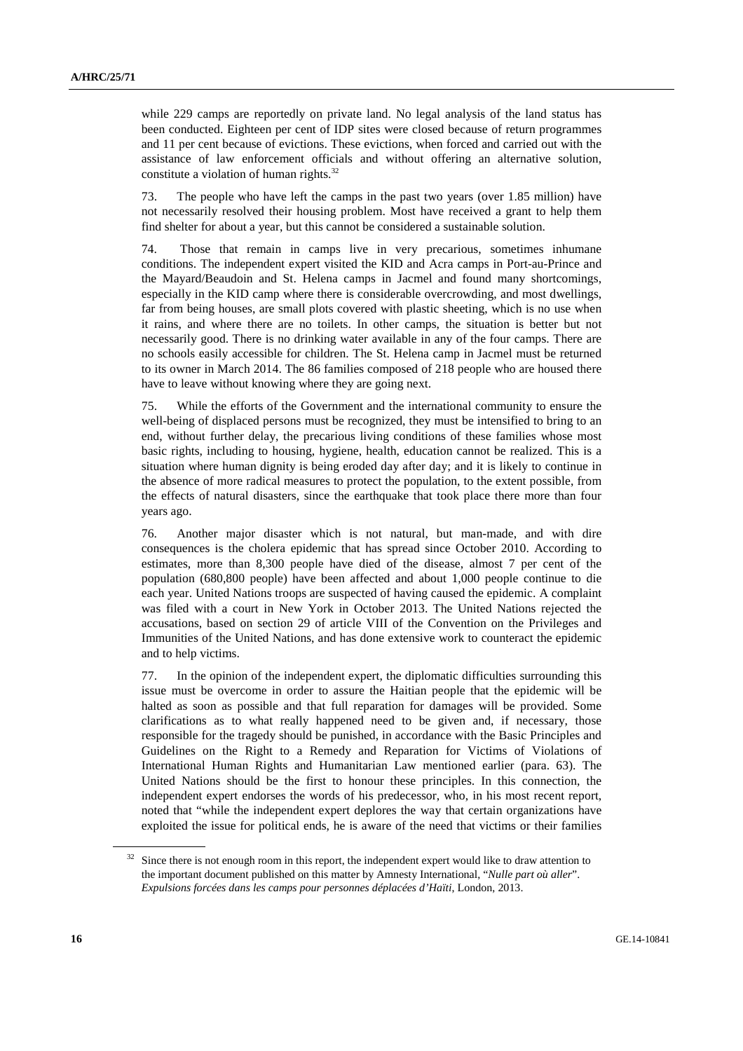while 229 camps are reportedly on private land. No legal analysis of the land status has been conducted. Eighteen per cent of IDP sites were closed because of return programmes and 11 per cent because of evictions. These evictions, when forced and carried out with the assistance of law enforcement officials and without offering an alternative solution, constitute a violation of human rights.[32]

73. The people who have left the camps in the past two years (over 1.85 million) have not necessarily resolved their housing problem. Most have received a grant to help them find shelter for about a year, but this cannot be considered a sustainable solution.

74. Those that remain in camps live in very precarious, sometimes inhumane conditions. The independent expert visited the KID and Acra camps in Port-au-Prince and the Mayard/Beaudoin and St. Helena camps in Jacmel and found many shortcomings, especially in the KID camp where there is considerable overcrowding, and most dwellings, far from being houses, are small plots covered with plastic sheeting, which is no use when it rains, and where there are no toilets. In other camps, the situation is better but not necessarily good. There is no drinking water available in any of the four camps. There are no schools easily accessible for children. The St. Helena camp in Jacmel must be returned to its owner in March 2014. The 86 families composed of 218 people who are housed there have to leave without knowing where they are going next.

75. While the efforts of the Government and the international community to ensure the well-being of displaced persons must be recognized, they must be intensified to bring to an end, without further delay, the precarious living conditions of these families whose most basic rights, including to housing, hygiene, health, education cannot be realized. This is a situation where human dignity is being eroded day after day; and it is likely to continue in the absence of more radical measures to protect the population, to the extent possible, from the effects of natural disasters, since the earthquake that took place there more than four years ago.

76. Another major disaster which is not natural, but man-made, and with dire consequences is the cholera epidemic that has spread since October 2010. According to estimates, more than 8,300 people have died of the disease, almost 7 per cent of the population (680,800 people) have been affected and about 1,000 people continue to die each year. United Nations troops are suspected of having caused the epidemic. A complaint was filed with a court in New York in October 2013. The United Nations rejected the accusations, based on section 29 of article VIII of the Convention on the Privileges and Immunities of the United Nations, and has done extensive work to counteract the epidemic and to help victims.

77. In the opinion of the independent expert, the diplomatic difficulties surrounding this issue must be overcome in order to assure the Haitian people that the epidemic will be halted as soon as possible and that full reparation for damages will be provided. Some clarifications as to what really happened need to be given and, if necessary, those responsible for the tragedy should be punished, in accordance with the Basic Principles and Guidelines on the Right to a Remedy and Reparation for Victims of Violations of International Human Rights and Humanitarian Law mentioned earlier (para. 63). The United Nations should be the first to honour these principles. In this connection, the independent expert endorses the words of his predecessor, who, in his most recent report, noted that "while the independent expert deplores the way that certain organizations have exploited the issue for political ends, he is aware of the need that victims or their families

---

[32] Since there is not enough room in this report, the independent expert would like to draw attention to the important document published on this matter by Amnesty International, "*Nulle part où aller*". *Expulsions forcées dans les camps pour personnes déplacées d'Haïti*, London, 2013.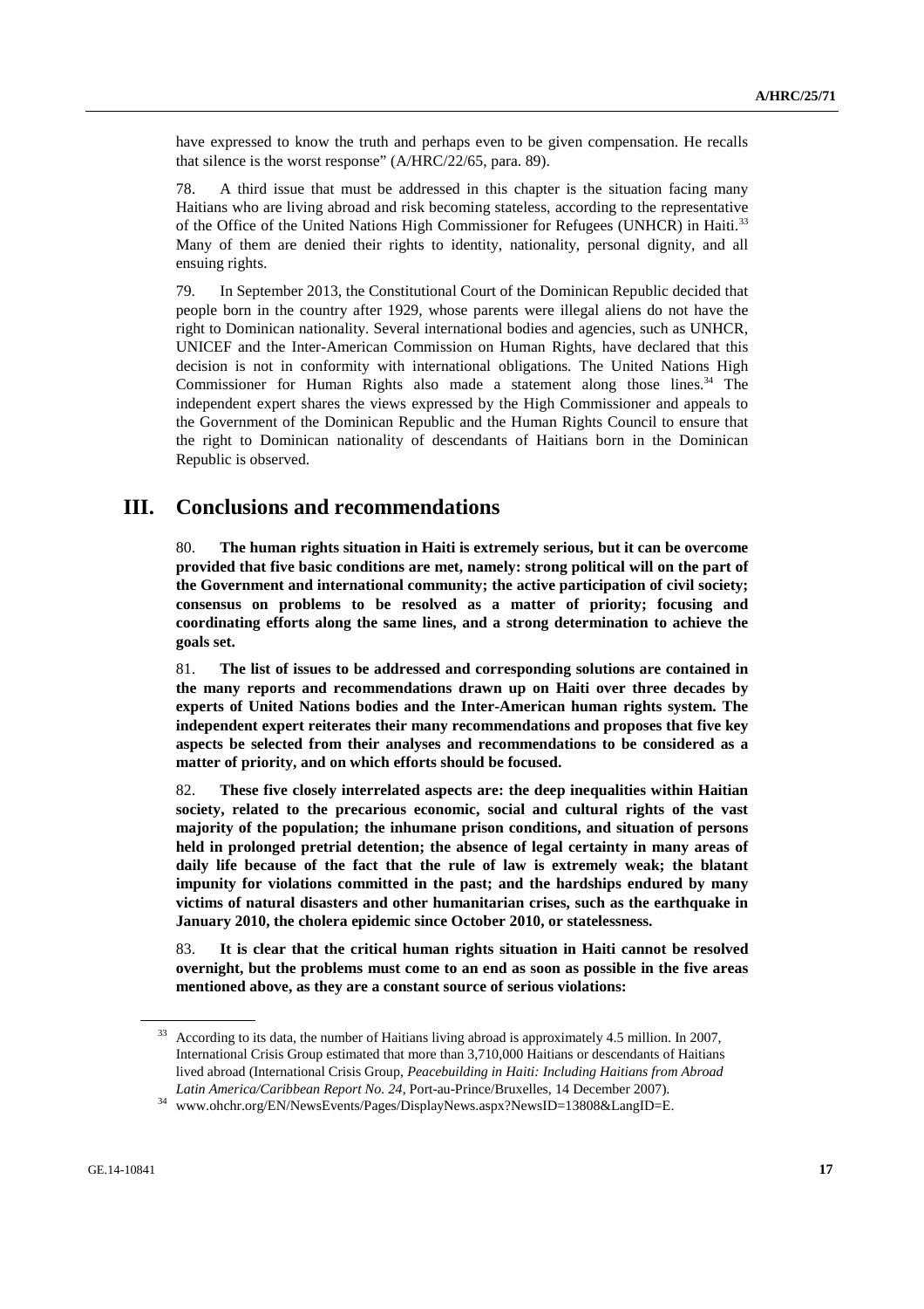have expressed to know the truth and perhaps even to be given compensation. He recalls that silence is the worst response" (A/HRC/22/65, para. 89).

78. A third issue that must be addressed in this chapter is the situation facing many Haitians who are living abroad and risk becoming stateless, according to the representative of the Office of the United Nations High Commissioner for Refugees (UNHCR) in Haiti.[33] Many of them are denied their rights to identity, nationality, personal dignity, and all ensuing rights.

79. In September 2013, the Constitutional Court of the Dominican Republic decided that people born in the country after 1929, whose parents were illegal aliens do not have the right to Dominican nationality. Several international bodies and agencies, such as UNHCR, UNICEF and the Inter-American Commission on Human Rights, have declared that this decision is not in conformity with international obligations. The United Nations High Commissioner for Human Rights also made a statement along those lines.[34] The independent expert shares the views expressed by the High Commissioner and appeals to the Government of the Dominican Republic and the Human Rights Council to ensure that the right to Dominican nationality of descendants of Haitians born in the Dominican Republic is observed.

# III. Conclusions and recommendations

80. **The human rights situation in Haiti is extremely serious, but it can be overcome provided that five basic conditions are met, namely: strong political will on the part of the Government and international community; the active participation of civil society; consensus on problems to be resolved as a matter of priority; focusing and coordinating efforts along the same lines, and a strong determination to achieve the goals set.**

81. **The list of issues to be addressed and corresponding solutions are contained in the many reports and recommendations drawn up on Haiti over three decades by experts of United Nations bodies and the Inter-American human rights system. The independent expert reiterates their many recommendations and proposes that five key aspects be selected from their analyses and recommendations to be considered as a matter of priority, and on which efforts should be focused.**

82. **These five closely interrelated aspects are: the deep inequalities within Haitian society, related to the precarious economic, social and cultural rights of the vast majority of the population; the inhumane prison conditions, and situation of persons held in prolonged pretrial detention; the absence of legal certainty in many areas of daily life because of the fact that the rule of law is extremely weak; the blatant impunity for violations committed in the past; and the hardships endured by many victims of natural disasters and other humanitarian crises, such as the earthquake in January 2010, the cholera epidemic since October 2010, or statelessness.**

83. **It is clear that the critical human rights situation in Haiti cannot be resolved overnight, but the problems must come to an end as soon as possible in the five areas mentioned above, as they are a constant source of serious violations:**

---

[33] According to its data, the number of Haitians living abroad is approximately 4.5 million. In 2007, International Crisis Group estimated that more than 3,710,000 Haitians or descendants of Haitians lived abroad (International Crisis Group, *Peacebuilding in Haiti: Including Haitians from Abroad Latin America/Caribbean Report No. 24*, Port-au-Prince/Bruxelles, 14 December 2007).

[34] www.ohchr.org/EN/NewsEvents/Pages/DisplayNews.aspx?NewsID=13808&LangID=E.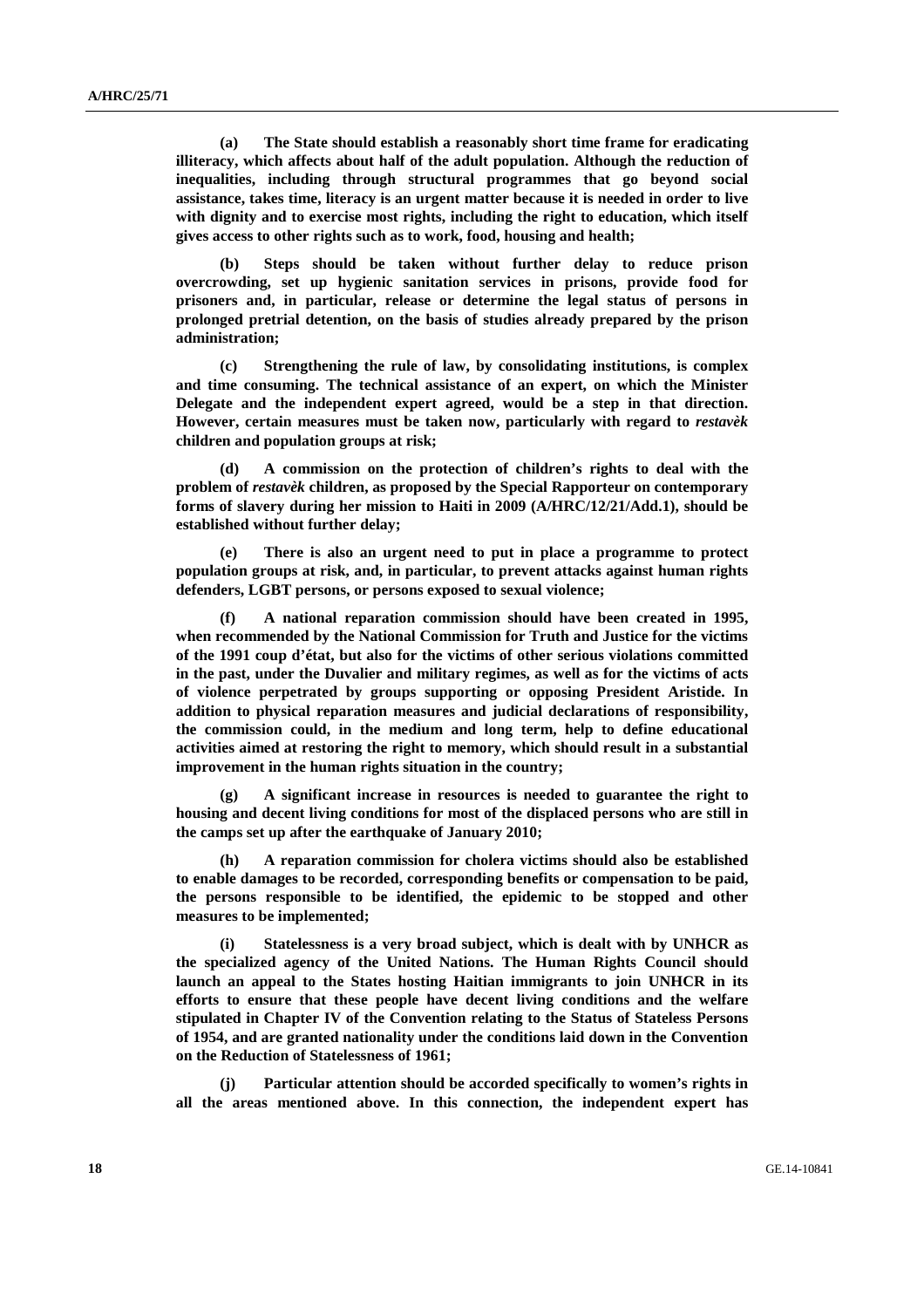**(a) The State should establish a reasonably short time frame for eradicating illiteracy, which affects about half of the adult population. Although the reduction of inequalities, including through structural programmes that go beyond social assistance, takes time, literacy is an urgent matter because it is needed in order to live with dignity and to exercise most rights, including the right to education, which itself gives access to other rights such as to work, food, housing and health;**

**(b) Steps should be taken without further delay to reduce prison overcrowding, set up hygienic sanitation services in prisons, provide food for prisoners and, in particular, release or determine the legal status of persons in prolonged pretrial detention, on the basis of studies already prepared by the prison administration;**

**(c) Strengthening the rule of law, by consolidating institutions, is complex and time consuming. The technical assistance of an expert, on which the Minister Delegate and the independent expert agreed, would be a step in that direction. However, certain measures must be taken now, particularly with regard to *restavèk* children and population groups at risk;**

**(d) A commission on the protection of children's rights to deal with the problem of *restavèk* children, as proposed by the Special Rapporteur on contemporary forms of slavery during her mission to Haiti in 2009 (A/HRC/12/21/Add.1), should be established without further delay;**

**(e) There is also an urgent need to put in place a programme to protect population groups at risk, and, in particular, to prevent attacks against human rights defenders, LGBT persons, or persons exposed to sexual violence;**

**(f) A national reparation commission should have been created in 1995, when recommended by the National Commission for Truth and Justice for the victims of the 1991 coup d'état, but also for the victims of other serious violations committed in the past, under the Duvalier and military regimes, as well as for the victims of acts of violence perpetrated by groups supporting or opposing President Aristide. In addition to physical reparation measures and judicial declarations of responsibility, the commission could, in the medium and long term, help to define educational activities aimed at restoring the right to memory, which should result in a substantial improvement in the human rights situation in the country;**

**(g) A significant increase in resources is needed to guarantee the right to housing and decent living conditions for most of the displaced persons who are still in the camps set up after the earthquake of January 2010;**

**(h) A reparation commission for cholera victims should also be established to enable damages to be recorded, corresponding benefits or compensation to be paid, the persons responsible to be identified, the epidemic to be stopped and other measures to be implemented;**

**(i) Statelessness is a very broad subject, which is dealt with by UNHCR as the specialized agency of the United Nations. The Human Rights Council should launch an appeal to the States hosting Haitian immigrants to join UNHCR in its efforts to ensure that these people have decent living conditions and the welfare stipulated in Chapter IV of the Convention relating to the Status of Stateless Persons of 1954, and are granted nationality under the conditions laid down in the Convention on the Reduction of Statelessness of 1961;**

**(j) Particular attention should be accorded specifically to women's rights in all the areas mentioned above. In this connection, the independent expert has**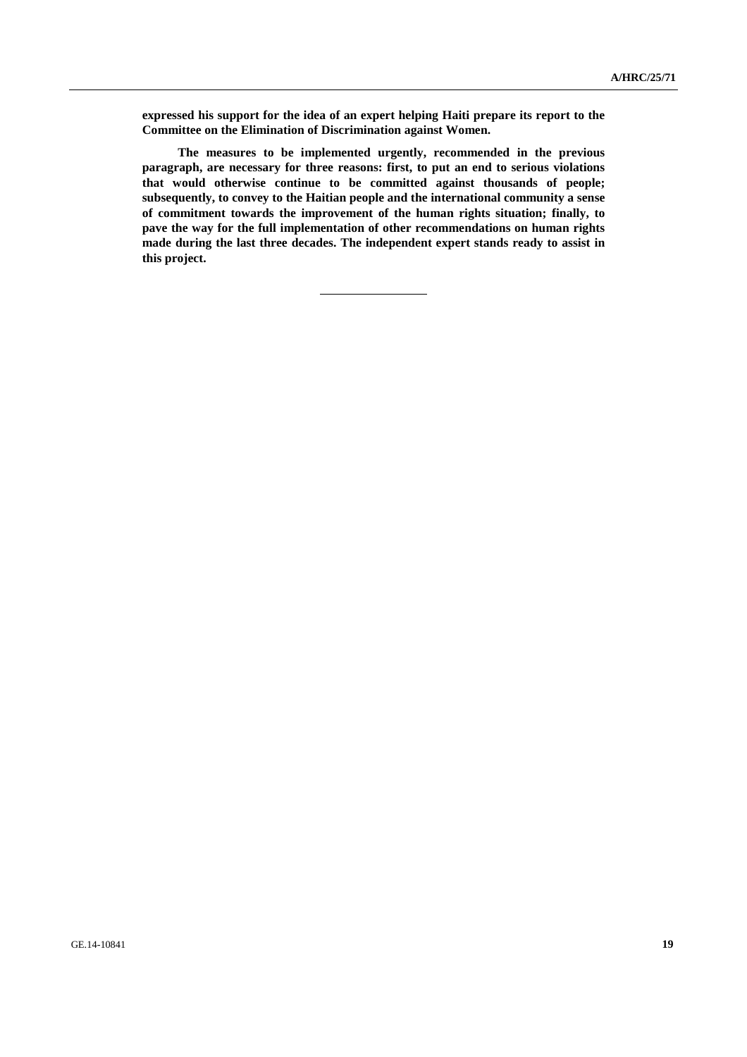**expressed his support for the idea of an expert helping Haiti prepare its report to the Committee on the Elimination of Discrimination against Women.**

**The measures to be implemented urgently, recommended in the previous paragraph, are necessary for three reasons: first, to put an end to serious violations that would otherwise continue to be committed against thousands of people; subsequently, to convey to the Haitian people and the international community a sense of commitment towards the improvement of the human rights situation; finally, to pave the way for the full implementation of other recommendations on human rights made during the last three decades. The independent expert stands ready to assist in this project.**